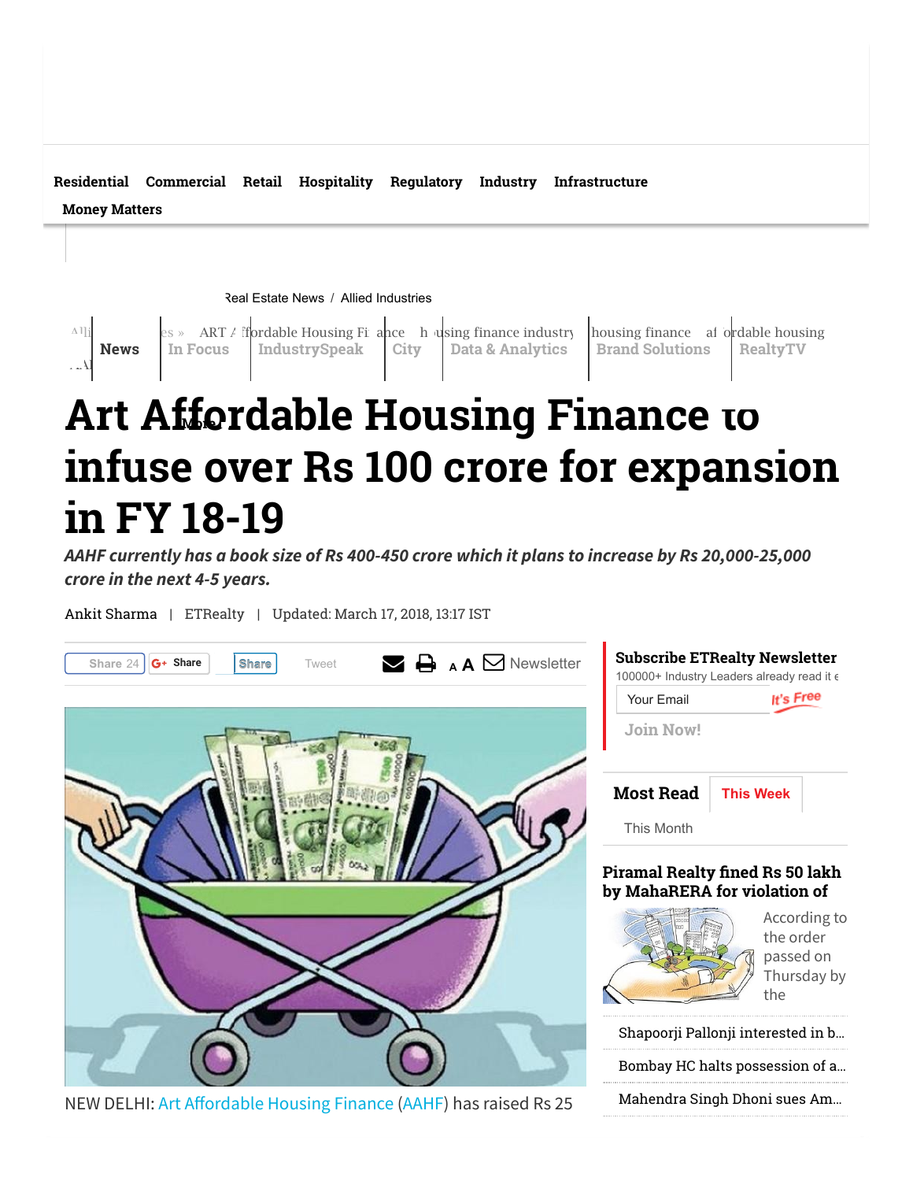Residential Commercial Retail Hospitality Regulatory Industry Infrastructure

Money Matters

Real Estate News / Allied Industries

News In Focus IndustrySpeak City Data & Analytics Brand Solutions RealtyTV

# Art Affordable Housing Finance to infuse over Rs 100 crore for expansion in FY 18-19

***AAHF currently has a book size of Rs 400-450 crore which it plans to increase by Rs 20,000-25,000 crore in the next 4-5 years.***

Ankit Sharma | ETRealty | Updated: March 17, 2018, 13:17 IST

Share 24 Share Share Tweet Newsletter

NEW DELHI: Art Affordable Housing Finance (AAHF) has raised Rs 25

**Subscribe ETRealty Newsletter**

100000+ Industry Leaders already read it e

Your Email It's Free

Join Now!

**Most Read** This Week

This Month

**Piramal Realty fined Rs 50 lakh by MahaRERA for violation of**

According to the order passed on Thursday by the

Shapoorji Pallonji interested in b...

Bombay HC halts possession of a...

Mahendra Singh Dhoni sues Am...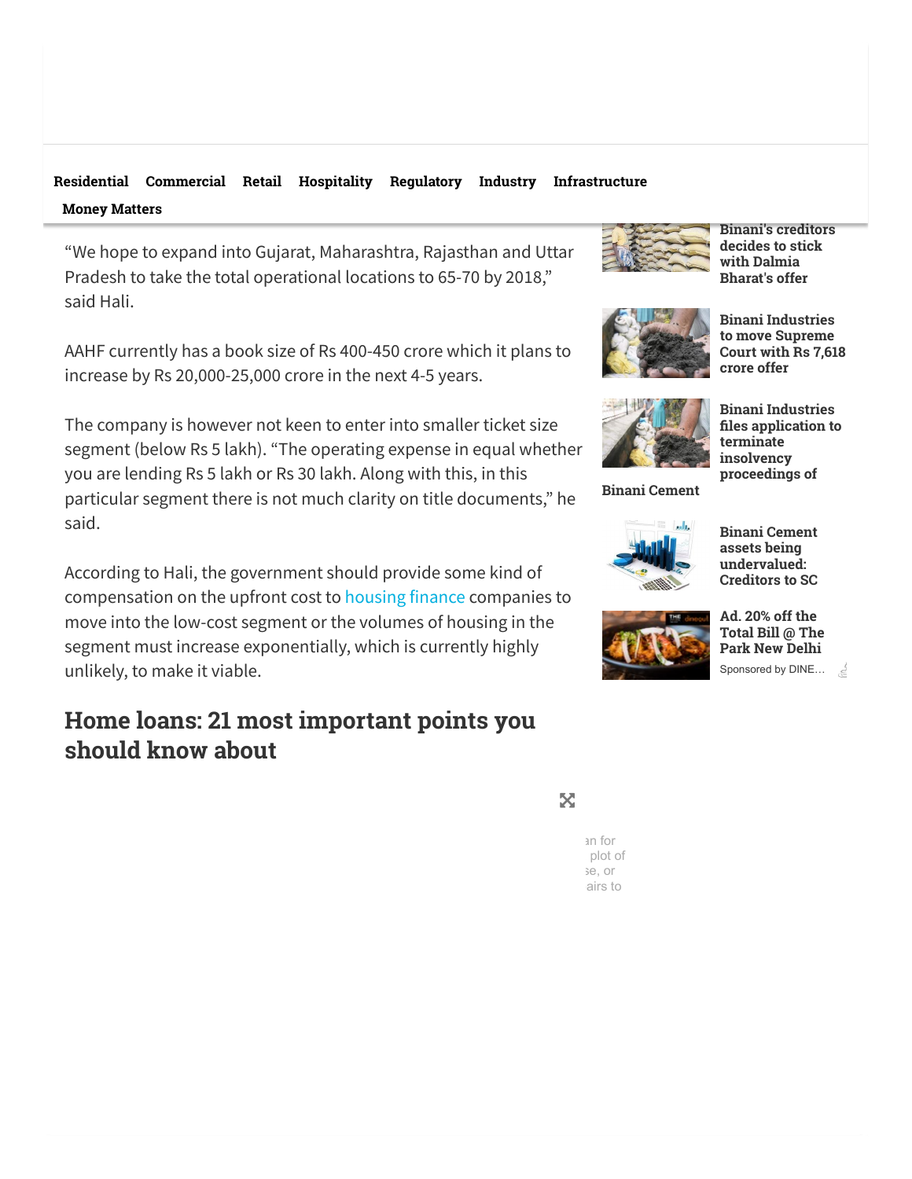“We hope to expand into Gujarat, Maharashtra, Rajasthan and Uttar Pradesh to take the total operational locations to 65-70 by 2018,” said Hali.

AAHF currently has a book size of Rs 400-450 crore which it plans to increase by Rs 20,000-25,000 crore in the next 4-5 years.

The company is however not keen to enter into smaller ticket size segment (below Rs 5 lakh). “The operating expense in equal whether you are lending Rs 5 lakh or Rs 30 lakh. Along with this, in this particular segment there is not much clarity on title documents,” he said.

According to Hali, the government should provide some kind of compensation on the upfront cost to housing finance companies to move into the low-cost segment or the volumes of housing in the segment must increase exponentially, which is currently highly unlikely, to make it viable.

## Home loans: 21 most important points you should know about